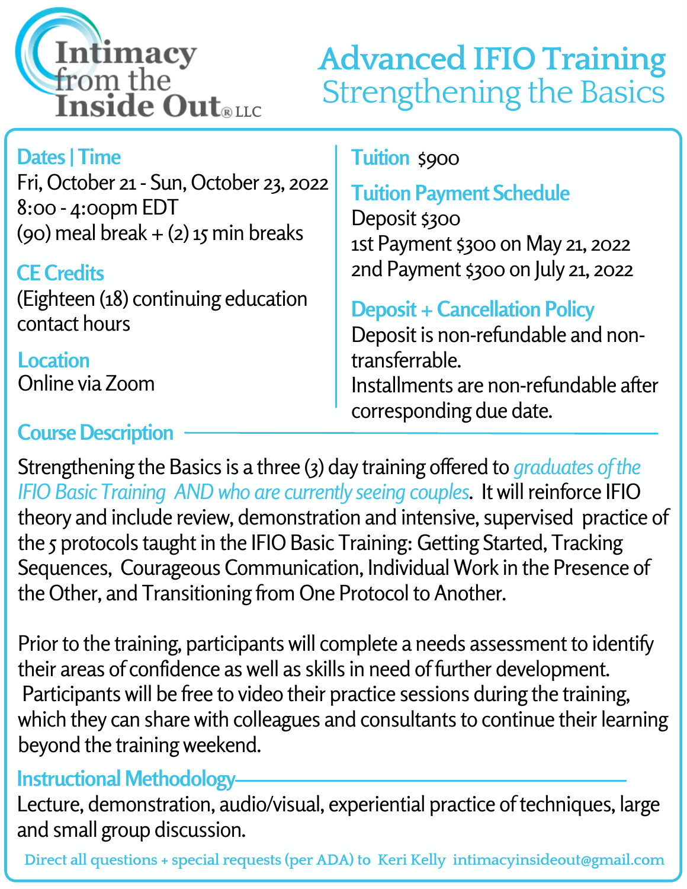# Intimacy from the Inside Out® LLC

# Advanced IFIO Training
## Strengthening the Basics

### Dates | Time
Fri, October 21 - Sun, October 23, 2022
8:00 - 4:00pm EDT
(90) meal break + (2) 15 min breaks

### CE Credits
(Eighteen (18) continuing education contact hours

### Location
Online via Zoom

### Tuition
$900

### Tuition Payment Schedule
Deposit $300
1st Payment $300 on May 21, 2022
2nd Payment $300 on July 21, 2022

### Deposit + Cancellation Policy
Deposit is non-refundable and non-transferrable.
Installments are non-refundable after corresponding due date.

### Course Description

Strengthening the Basics is a three (3) day training offered to *graduates of the IFIO Basic Training AND who are currently seeing couples*. It will reinforce IFIO theory and include review, demonstration and intensive, supervised practice of the 5 protocols taught in the IFIO Basic Training: Getting Started, Tracking Sequences, Courageous Communication, Individual Work in the Presence of the Other, and Transitioning from One Protocol to Another.

Prior to the training, participants will complete a needs assessment to identify their areas of confidence as well as skills in need of further development. Participants will be free to video their practice sessions during the training, which they can share with colleagues and consultants to continue their learning beyond the training weekend.

### Instructional Methodology

Lecture, demonstration, audio/visual, experiential practice of techniques, large and small group discussion.

Direct all questions + special requests (per ADA) to Keri Kelly intimacyinsideout@gmail.com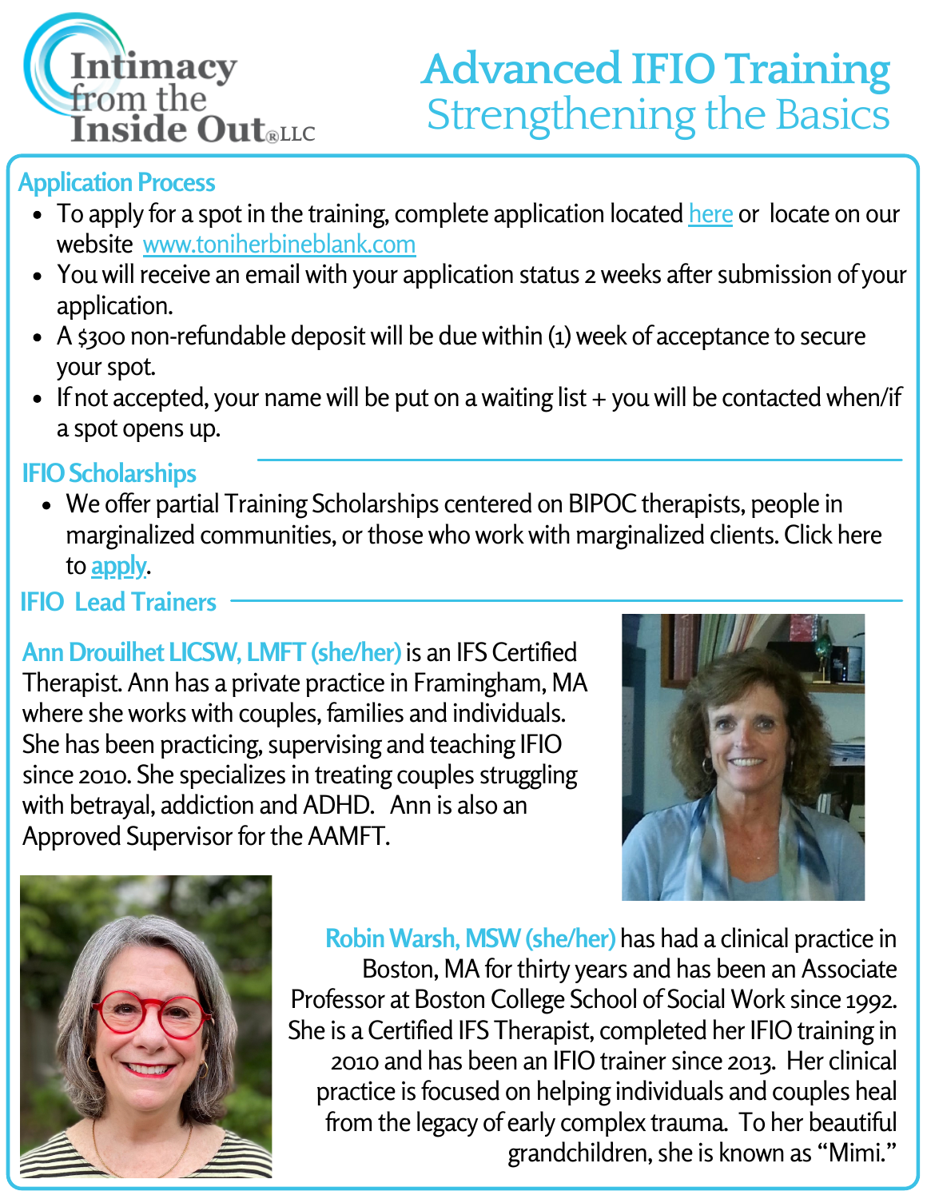Intimacy from the Inside Out® LLC

# Advanced IFIO Training
## Strengthening the Basics

### Application Process

- To apply for a spot in the training, complete application located here or locate on our website www.toniherbineblank.com
- You will receive an email with your application status 2 weeks after submission of your application.
- A $300 non-refundable deposit will be due within (1) week of acceptance to secure your spot.
- If not accepted, your name will be put on a waiting list + you will be contacted when/if a spot opens up.

### IFIO Scholarships

- We offer partial Training Scholarships centered on BIPOC therapists, people in marginalized communities, or those who work with marginalized clients. Click here to apply.

### IFIO Lead Trainers

**Ann Drouilhet LICSW, LMFT (she/her)** is an IFS Certified Therapist. Ann has a private practice in Framingham, MA where she works with couples, families and individuals. She has been practicing, supervising and teaching IFIO since 2010. She specializes in treating couples struggling with betrayal, addiction and ADHD. Ann is also an Approved Supervisor for the AAMFT.

**Robin Warsh, MSW (she/her)** has had a clinical practice in Boston, MA for thirty years and has been an Associate Professor at Boston College School of Social Work since 1992. She is a Certified IFS Therapist, completed her IFIO training in 2010 and has been an IFIO trainer since 2013. Her clinical practice is focused on helping individuals and couples heal from the legacy of early complex trauma. To her beautiful grandchildren, she is known as "Mimi."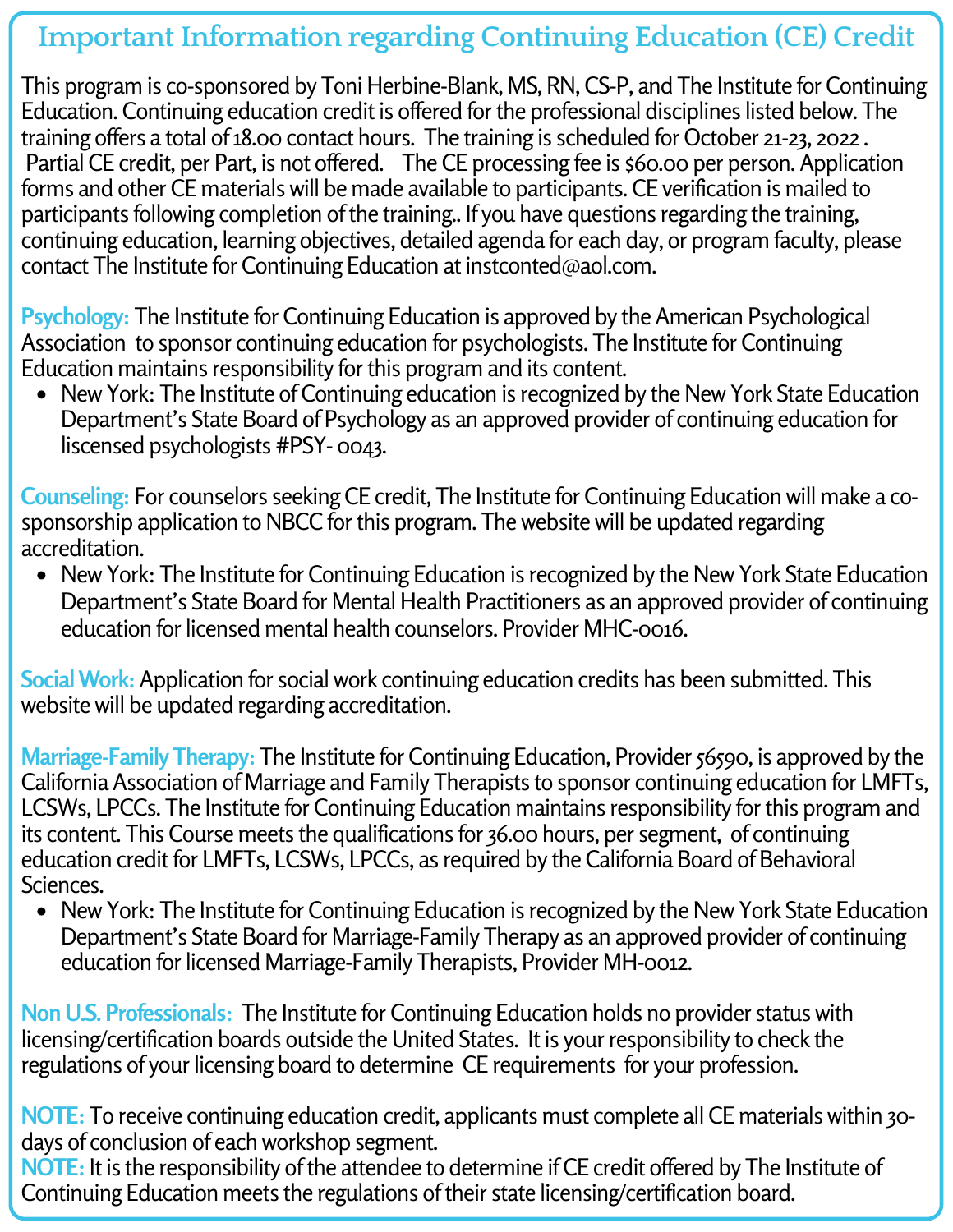## Important Information regarding Continuing Education (CE) Credit

This program is co-sponsored by Toni Herbine-Blank, MS, RN, CS-P, and The Institute for Continuing Education. Continuing education credit is offered for the professional disciplines listed below. The training offers a total of 18.00 contact hours. The training is scheduled for October 21-23, 2022 . Partial CE credit, per Part, is not offered. The CE processing fee is $60.00 per person. Application forms and other CE materials will be made available to participants. CE verification is mailed to participants following completion of the training.. If you have questions regarding the training, continuing education, learning objectives, detailed agenda for each day, or program faculty, please contact The Institute for Continuing Education at instconted@aol.com.

**Psychology:** The Institute for Continuing Education is approved by the American Psychological Association to sponsor continuing education for psychologists. The Institute for Continuing Education maintains responsibility for this program and its content.

- New York: The Institute of Continuing education is recognized by the New York State Education Department's State Board of Psychology as an approved provider of continuing education for liscensed psychologists #PSY- 0043.

**Counseling:** For counselors seeking CE credit, The Institute for Continuing Education will make a co-sponsorship application to NBCC for this program. The website will be updated regarding accreditation.

- New York: The Institute for Continuing Education is recognized by the New York State Education Department's State Board for Mental Health Practitioners as an approved provider of continuing education for licensed mental health counselors. Provider MHC-0016.

**Social Work:** Application for social work continuing education credits has been submitted. This website will be updated regarding accreditation.

**Marriage-Family Therapy:** The Institute for Continuing Education, Provider 56590, is approved by the California Association of Marriage and Family Therapists to sponsor continuing education for LMFTs, LCSWs, LPCCs. The Institute for Continuing Education maintains responsibility for this program and its content. This Course meets the qualifications for 36.00 hours, per segment, of continuing education credit for LMFTs, LCSWs, LPCCs, as required by the California Board of Behavioral Sciences.

- New York: The Institute for Continuing Education is recognized by the New York State Education Department's State Board for Marriage-Family Therapy as an approved provider of continuing education for licensed Marriage-Family Therapists, Provider MH-0012.

**Non U.S. Professionals:** The Institute for Continuing Education holds no provider status with licensing/certification boards outside the United States. It is your responsibility to check the regulations of your licensing board to determine CE requirements for your profession.

**NOTE:** To receive continuing education credit, applicants must complete all CE materials within 30-days of conclusion of each workshop segment.
**NOTE:** It is the responsibility of the attendee to determine if CE credit offered by The Institute of Continuing Education meets the regulations of their state licensing/certification board.